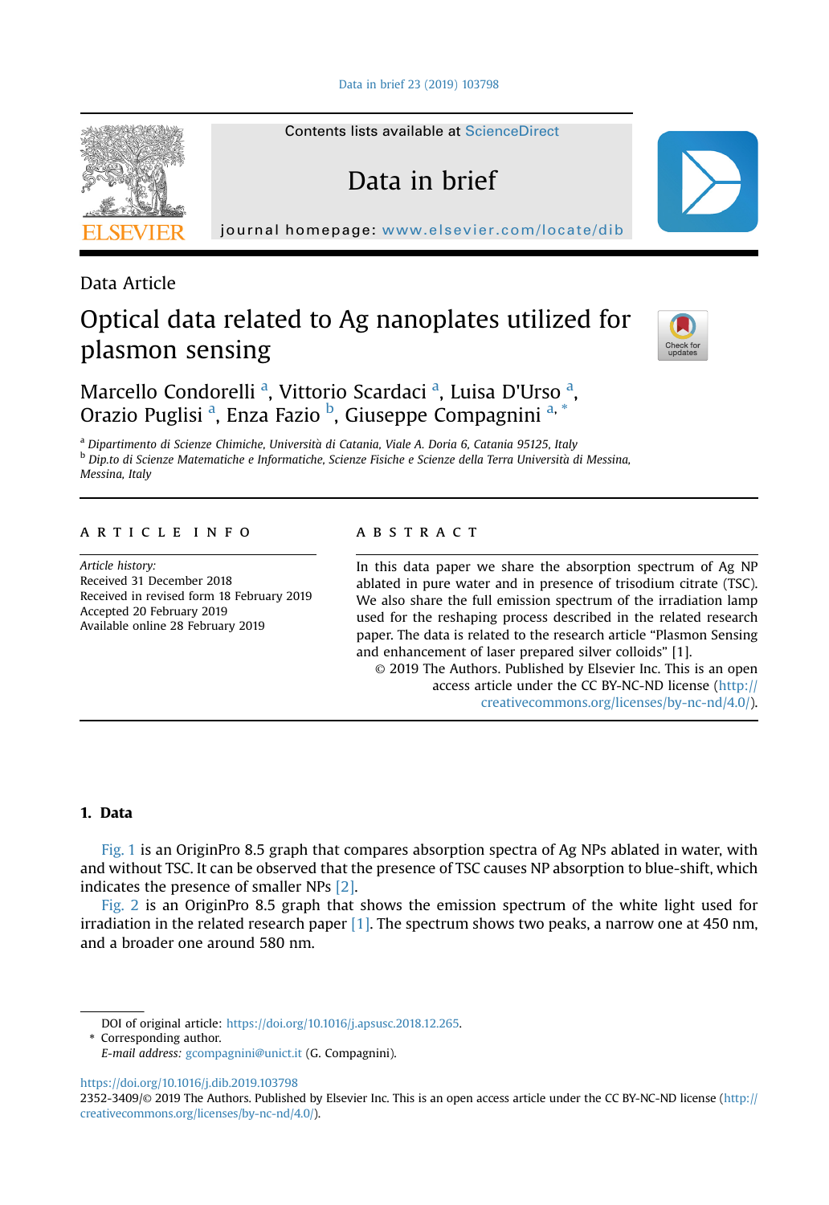Data Article

# Optical data related to Ag nanoplates utilized for plasmon sensing

Marcello Condorelli [a], Vittorio Scardaci [a], Luisa D'Urso [a], Orazio Puglisi [a], Enza Fazio [b], Giuseppe Compagnini [a,*]

[a] Dipartimento di Scienze Chimiche, Università di Catania, Viale A. Doria 6, Catania 95125, Italy
[b] Dip.to di Scienze Matematiche e Informatiche, Scienze Fisiche e Scienze della Terra Università di Messina, Messina, Italy

**ARTICLE INFO**

*Article history:*
Received 31 December 2018
Received in revised form 18 February 2019
Accepted 20 February 2019
Available online 28 February 2019

**ABSTRACT**

In this data paper we share the absorption spectrum of Ag NP ablated in pure water and in presence of trisodium citrate (TSC). We also share the full emission spectrum of the irradiation lamp used for the reshaping process described in the related research paper. The data is related to the research article "Plasmon Sensing and enhancement of laser prepared silver colloids" [1].

© 2019 The Authors. Published by Elsevier Inc. This is an open access article under the CC BY-NC-ND license (http://creativecommons.org/licenses/by-nc-nd/4.0/).

## 1. Data

Fig. 1 is an OriginPro 8.5 graph that compares absorption spectra of Ag NPs ablated in water, with and without TSC. It can be observed that the presence of TSC causes NP absorption to blue-shift, which indicates the presence of smaller NPs [2].

Fig. 2 is an OriginPro 8.5 graph that shows the emission spectrum of the white light used for irradiation in the related research paper [1]. The spectrum shows two peaks, a narrow one at 450 nm, and a broader one around 580 nm.

DOI of original article: https://doi.org/10.1016/j.apsusc.2018.12.265.

\* Corresponding author.

*E-mail address:* gcompagnini@unict.it (G. Compagnini).

https://doi.org/10.1016/j.dib.2019.103798

2352-3409/© 2019 The Authors. Published by Elsevier Inc. This is an open access article under the CC BY-NC-ND license (http://creativecommons.org/licenses/by-nc-nd/4.0/).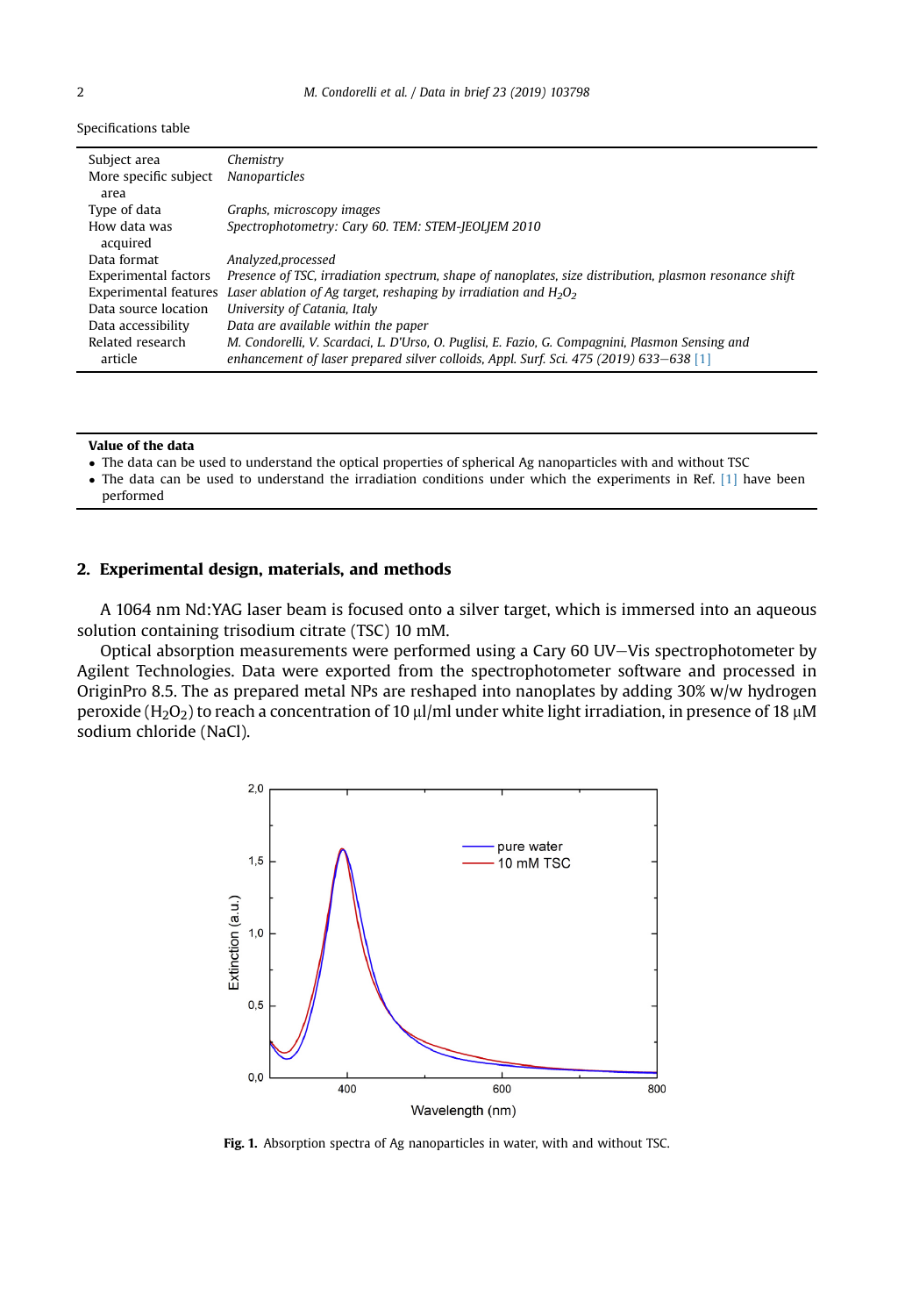Specifications table

| | |
|---|---|
| Subject area | *Chemistry* |
| More specific subject area | *Nanoparticles* |
| Type of data | *Graphs, microscopy images* |
| How data was acquired | *Spectrophotometry: Cary 60. TEM: STEM-JEOLJEM 2010* |
| Data format | *Analyzed,processed* |
| Experimental factors | *Presence of TSC, irradiation spectrum, shape of nanoplates, size distribution, plasmon resonance shift* |
| Experimental features | *Laser ablation of Ag target, reshaping by irradiation and $H_2O_2$* |
| Data source location | *University of Catania, Italy* |
| Data accessibility | *Data are available within the paper* |
| Related research article | *M. Condorelli, V. Scardaci, L. D'Urso, O. Puglisi, E. Fazio, G. Compagnini, Plasmon Sensing and enhancement of laser prepared silver colloids, Appl. Surf. Sci. 475 (2019) 633–638* [1] |

**Value of the data**

- The data can be used to understand the optical properties of spherical Ag nanoparticles with and without TSC
- The data can be used to understand the irradiation conditions under which the experiments in Ref. [1] have been performed

## 2. Experimental design, materials, and methods

A 1064 nm Nd:YAG laser beam is focused onto a silver target, which is immersed into an aqueous solution containing trisodium citrate (TSC) 10 mM.

Optical absorption measurements were performed using a Cary 60 UV–Vis spectrophotometer by Agilent Technologies. Data were exported from the spectrophotometer software and processed in OriginPro 8.5. The as prepared metal NPs are reshaped into nanoplates by adding 30% w/w hydrogen peroxide ($H_2O_2$) to reach a concentration of 10 μl/ml under white light irradiation, in presence of 18 μM sodium chloride (NaCl).

**Fig. 1.** Absorption spectra of Ag nanoparticles in water, with and without TSC.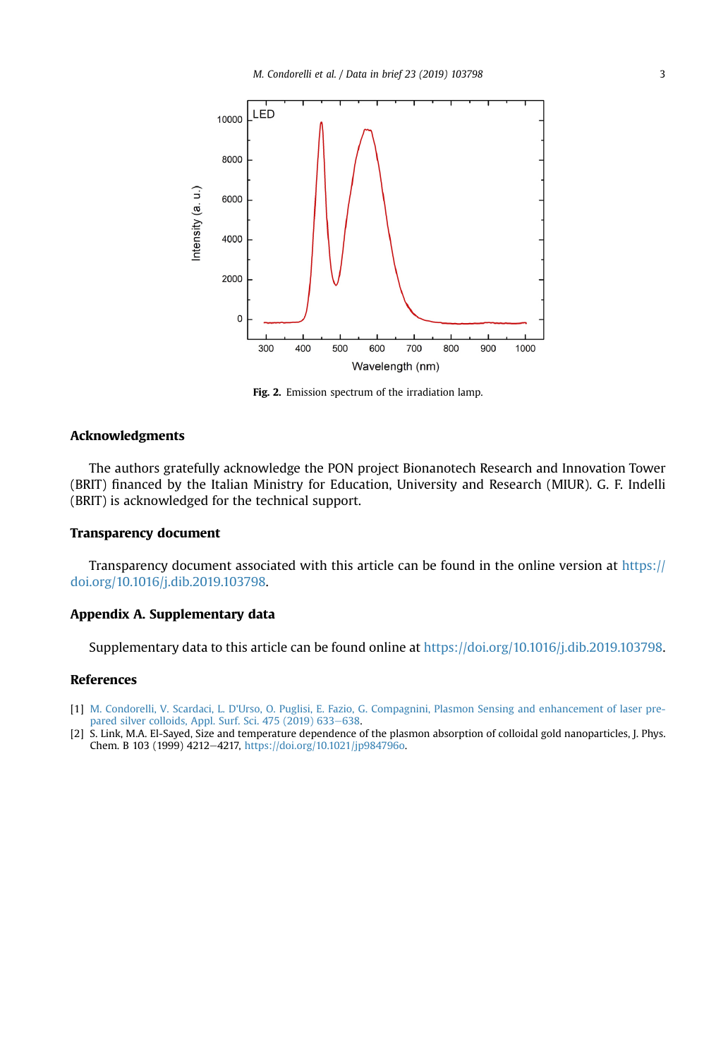LED

10000

8000

6000

4000

2000

0

Intensity (a. u.)

300 400 500 600 700 800 900 1000

Wavelength (nm)

**Fig. 2.** Emission spectrum of the irradiation lamp.

## Acknowledgments

The authors gratefully acknowledge the PON project Bionanotech Research and Innovation Tower (BRIT) financed by the Italian Ministry for Education, University and Research (MIUR). G. F. Indelli (BRIT) is acknowledged for the technical support.

## Transparency document

Transparency document associated with this article can be found in the online version at https://doi.org/10.1016/j.dib.2019.103798.

## Appendix A. Supplementary data

Supplementary data to this article can be found online at https://doi.org/10.1016/j.dib.2019.103798.

## References

[1] M. Condorelli, V. Scardaci, L. D'Urso, O. Puglisi, E. Fazio, G. Compagnini, Plasmon Sensing and enhancement of laser prepared silver colloids, Appl. Surf. Sci. 475 (2019) 633–638.

[2] S. Link, M.A. El-Sayed, Size and temperature dependence of the plasmon absorption of colloidal gold nanoparticles, J. Phys. Chem. B 103 (1999) 4212–4217, https://doi.org/10.1021/jp984796o.